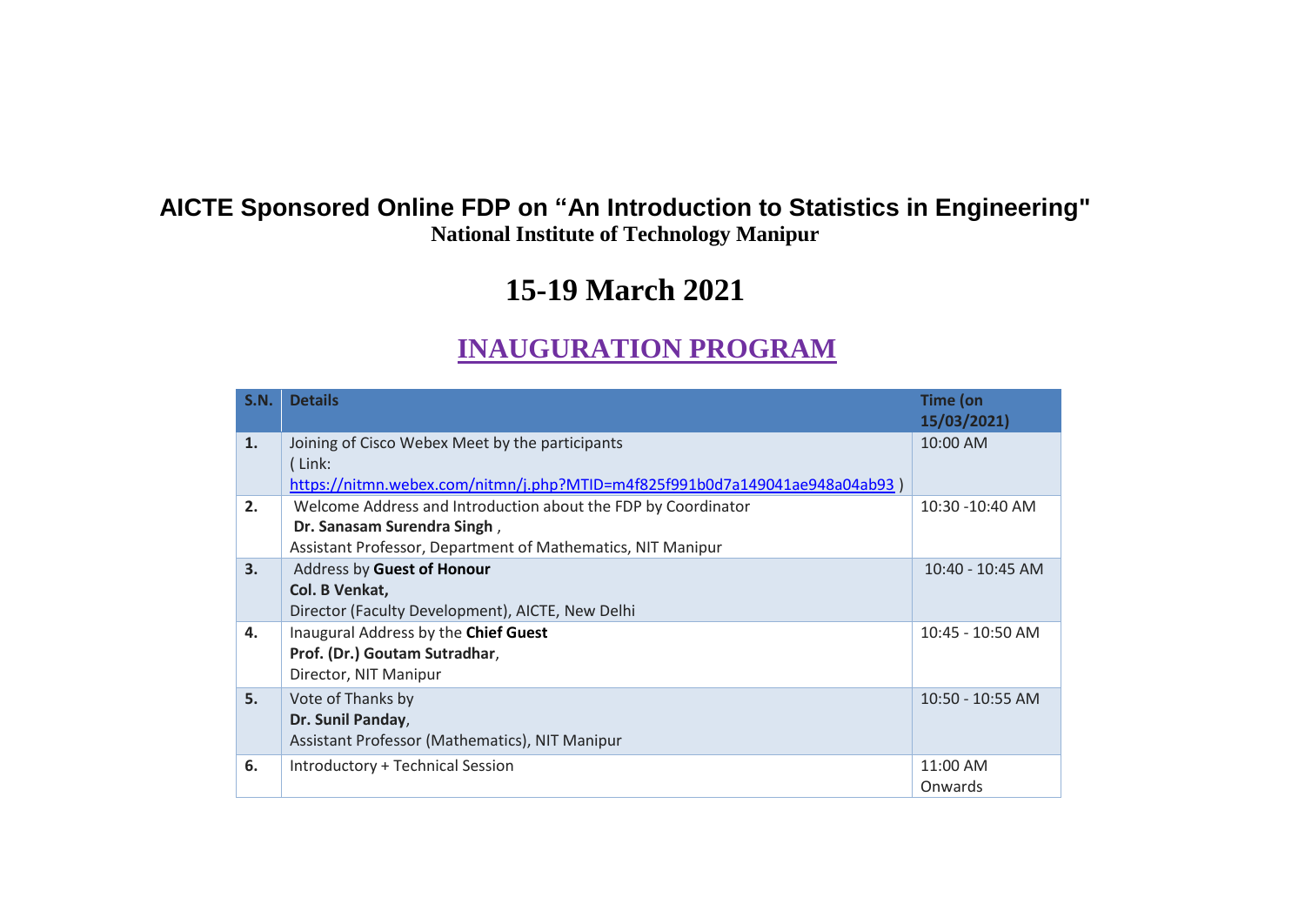# AICTE Sponsored Online FDP on "An Introduction to Statistics in Engineering"

**National Institute of Technology Manipur**

## 15-19 March 2021

## INAUGURATION PROGRAM

| S.N. | Details | Time (on 15/03/2021) |
|---|---|---|
| 1. | Joining of Cisco Webex Meet by the participants ( Link: https://nitmn.webex.com/nitmn/j.php?MTID=m4f825f991b0d7a149041ae948a04ab93 ) | 10:00 AM |
| 2. | Welcome Address and Introduction about the FDP by Coordinator **Dr. Sanasam Surendra Singh** , Assistant Professor, Department of Mathematics, NIT Manipur | 10:30 -10:40 AM |
| 3. | Address by **Guest of Honour** **Col. B Venkat,** Director (Faculty Development), AICTE, New Delhi | 10:40 - 10:45 AM |
| 4. | Inaugural Address by the **Chief Guest** **Prof. (Dr.) Goutam Sutradhar**, Director, NIT Manipur | 10:45 - 10:50 AM |
| 5. | Vote of Thanks by **Dr. Sunil Panday**, Assistant Professor (Mathematics), NIT Manipur | 10:50 - 10:55 AM |
| 6. | Introductory + Technical Session | 11:00 AM Onwards |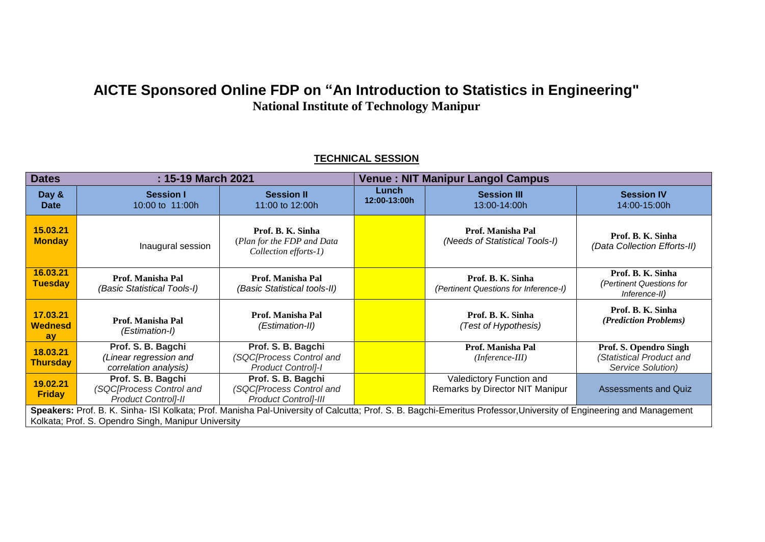# AICTE Sponsored Online FDP on "An Introduction to Statistics in Engineering"

## National Institute of Technology Manipur

**TECHNICAL SESSION**

| **Dates** | **: 15-19 March 2021** | | **Venue : NIT Manipur Langol Campus** | | |
|---|---|---|---|---|---|
| **Day & Date** | **Session I** 10:00 to 11:00h | **Session II** 11:00 to 12:00h | **Lunch 12:00-13:00h** | **Session III** 13:00-14:00h | **Session IV** 14:00-15:00h |
| **15.03.21 Monday** | Inaugural session | **Prof. B. K. Sinha** (*Plan for the FDP and Data Collection efforts-1)* | | **Prof. Manisha Pal** *(Needs of Statistical Tools-I)* | **Prof. B. K. Sinha** *(Data Collection Efforts-II)* |
| **16.03.21 Tuesday** | **Prof. Manisha Pal** *(Basic Statistical Tools-I)* | **Prof. Manisha Pal** *(Basic Statistical tools-II)* | | **Prof. B. K. Sinha** *(Pertinent Questions for Inference-I)* | **Prof. B. K. Sinha** *(Pertinent Questions for Inference-II)* |
| **17.03.21 Wednesday** | **Prof. Manisha Pal** *(Estimation-I)* | **Prof. Manisha Pal** *(Estimation-II)* | | **Prof. B. K. Sinha** *(Test of Hypothesis)* | **Prof. B. K. Sinha** ***(Prediction Problems)*** |
| **18.03.21 Thursday** | **Prof. S. B. Bagchi** *(Linear regression and correlation analysis)* | **Prof. S. B. Bagchi** *(SQC[Process Control and Product Control]-I* | | **Prof. Manisha Pal** *(Inference-III)* | **Prof. S. Opendro Singh** *(Statistical Product and Service Solution)* |
| **19.02.21 Friday** | **Prof. S. B. Bagchi** *(SQC[Process Control and Product Control]-II* | **Prof. S. B. Bagchi** *(SQC[Process Control and Product Control]-III* | | Valedictory Function and Remarks by Director NIT Manipur | Assessments and Quiz |

**Speakers:** Prof. B. K. Sinha- ISI Kolkata; Prof. Manisha Pal-University of Calcutta; Prof. S. B. Bagchi-Emeritus Professor,University of Engineering and Management Kolkata; Prof. S. Opendro Singh, Manipur University